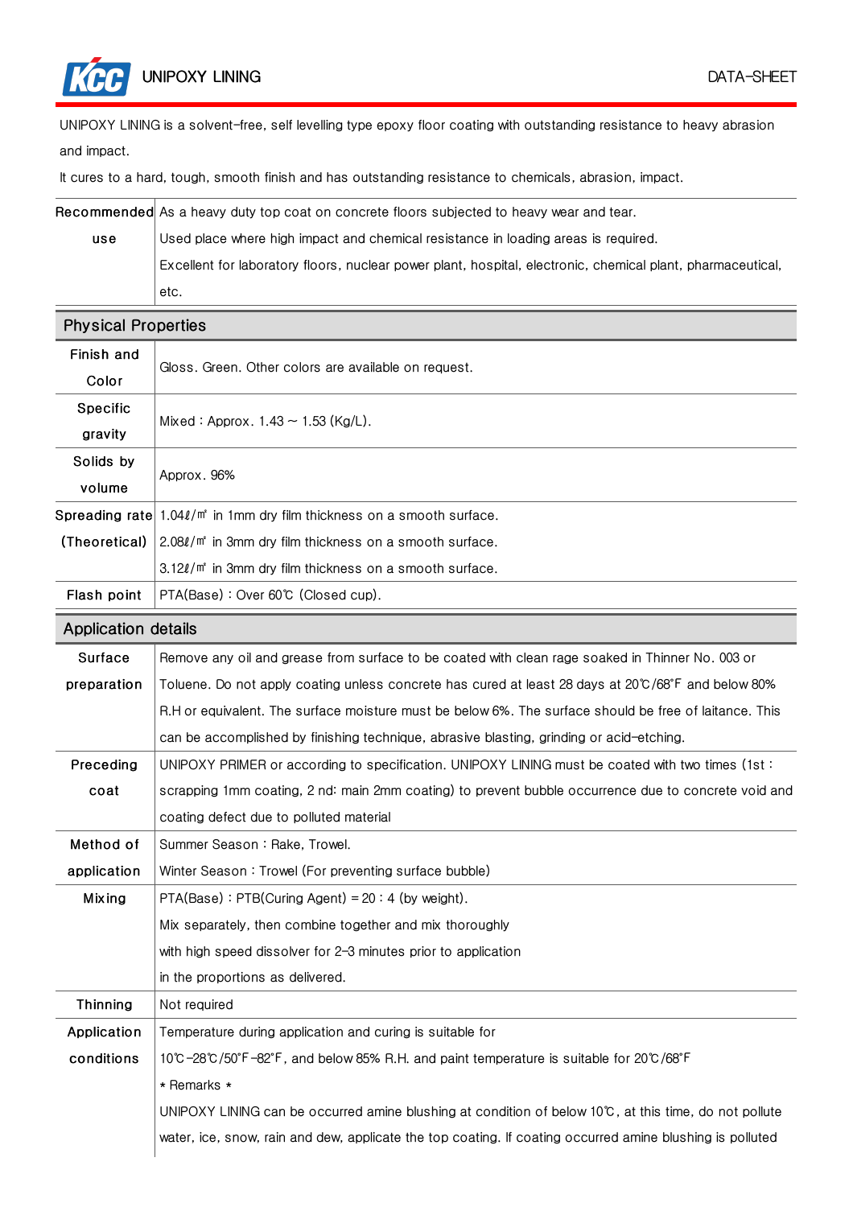# UNIPOXY LINING

DATA-SHEET

UNIPOXY LINING is a solvent-free, self levelling type epoxy floor coating with outstanding resistance to heavy abrasion and impact.

It cures to a hard, tough, smooth finish and has outstanding resistance to chemicals, abrasion, impact.

| | |
|---|---|
| Recommended use | As a heavy duty top coat on concrete floors subjected to heavy wear and tear.<br>Used place where high impact and chemical resistance in loading areas is required.<br>Excellent for laboratory floors, nuclear power plant, hospital, electronic, chemical plant, pharmaceutical, etc. |

## Physical Properties

| | |
|---|---|
| Finish and Color | Gloss. Green. Other colors are available on request. |
| Specific gravity | Mixed : Approx. 1.43 ~ 1.53 (Kg/L). |
| Solids by volume | Approx. 96% |
| Spreading rate (Theoretical) | 1.04ℓ/㎡ in 1mm dry film thickness on a smooth surface.<br>2.08ℓ/㎡ in 3mm dry film thickness on a smooth surface.<br>3.12ℓ/㎡ in 3mm dry film thickness on a smooth surface. |
| Flash point | PTA(Base) : Over 60℃ (Closed cup). |

## Application details

| | |
|---|---|
| Surface preparation | Remove any oil and grease from surface to be coated with clean rage soaked in Thinner No. 003 or Toluene. Do not apply coating unless concrete has cured at least 28 days at 20℃/68˚F and below 80% R.H or equivalent. The surface moisture must be below 6%. The surface should be free of laitance. This can be accomplished by finishing technique, abrasive blasting, grinding or acid-etching. |
| Preceding coat | UNIPOXY PRIMER or according to specification. UNIPOXY LINING must be coated with two times (1st : scrapping 1mm coating, 2 nd: main 2mm coating) to prevent bubble occurrence due to concrete void and coating defect due to polluted material |
| Method of application | Summer Season : Rake, Trowel.<br>Winter Season : Trowel (For preventing surface bubble) |
| Mixing | PTA(Base) : PTB(Curing Agent) = 20 : 4 (by weight).<br>Mix separately, then combine together and mix thoroughly with high speed dissolver for 2-3 minutes prior to application in the proportions as delivered. |
| Thinning | Not required |
| Application conditions | Temperature during application and curing is suitable for 10℃-28℃/50˚F-82˚F, and below 85% R.H. and paint temperature is suitable for 20℃/68˚F<br>* Remarks *<br>UNIPOXY LINING can be occurred amine blushing at condition of below 10℃, at this time, do not pollute water, ice, snow, rain and dew, applicate the top coating. If coating occurred amine blushing is polluted |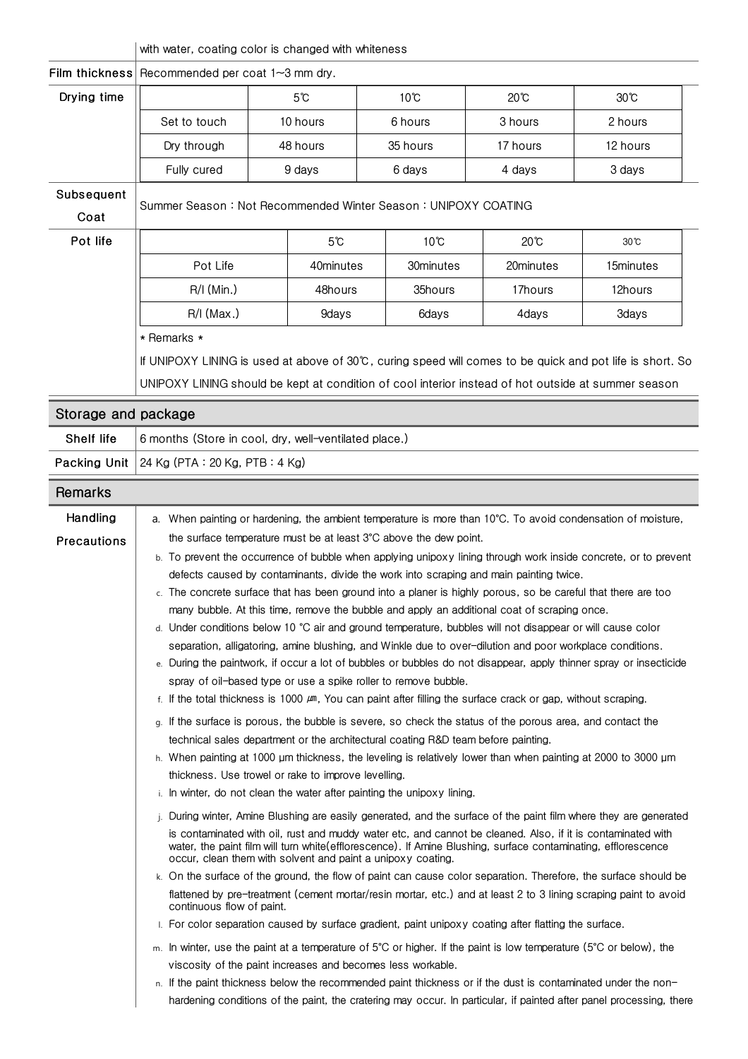| | |
|---|---|
| | with water, coating color is changed with whiteness |
| **Film thickness** | Recommended per coat 1~3 mm dry. |

**Drying time**

| | 5℃ | 10℃ | 20℃ | 30℃ |
|---|---|---|---|---|
| Set to touch | 10 hours | 6 hours | 3 hours | 2 hours |
| Dry through | 48 hours | 35 hours | 17 hours | 12 hours |
| Fully cured | 9 days | 6 days | 4 days | 3 days |

**Subsequent Coat**: Summer Season : Not Recommended Winter Season : UNIPOXY COATING

**Pot life**

| | 5℃ | 10℃ | 20℃ | 30℃ |
|---|---|---|---|---|
| Pot Life | 40minutes | 30minutes | 20minutes | 15minutes |
| R/I (Min.) | 48hours | 35hours | 17hours | 12hours |
| R/I (Max.) | 9days | 6days | 4days | 3days |

* Remarks *

If UNIPOXY LINING is used at above of 30℃, curing speed will comes to be quick and pot life is short. So UNIPOXY LINING should be kept at condition of cool interior instead of hot outside at summer season

## Storage and package

| | |
|---|---|
| **Shelf life** | 6 months (Store in cool, dry, well-ventilated place.) |
| **Packing Unit** | 24 Kg (PTA : 20 Kg, PTB : 4 Kg) |

## Remarks

**Handling Precautions**

a. When painting or hardening, the ambient temperature is more than 10°C. To avoid condensation of moisture, the surface temperature must be at least 3°C above the dew point.

b. To prevent the occurrence of bubble when applying unipoxy lining through work inside concrete, or to prevent defects caused by contaminants, divide the work into scraping and main painting twice.

c. The concrete surface that has been ground into a planer is highly porous, so be careful that there are too many bubble. At this time, remove the bubble and apply an additional coat of scraping once.

d. Under conditions below 10 °C air and ground temperature, bubbles will not disappear or will cause color separation, alligatoring, amine blushing, and Winkle due to over-dilution and poor workplace conditions.

e. During the paintwork, if occur a lot of bubbles or bubbles do not disappear, apply thinner spray or insecticide spray of oil-based type or use a spike roller to remove bubble.

f. If the total thickness is 1000 ㎛, You can paint after filling the surface crack or gap, without scraping.

g. If the surface is porous, the bubble is severe, so check the status of the porous area, and contact the technical sales department or the architectural coating R&D team before painting.

h. When painting at 1000 μm thickness, the leveling is relatively lower than when painting at 2000 to 3000 μm thickness. Use trowel or rake to improve levelling.

i. In winter, do not clean the water after painting the unipoxy lining.

j. During winter, Amine Blushing are easily generated, and the surface of the paint film where they are generated is contaminated with oil, rust and muddy water etc, and cannot be cleaned. Also, if it is contaminated with water, the paint film will turn white(efflorescence). If Amine Blushing, surface contaminating, efflorescence occur, clean them with solvent and paint a unipoxy coating.

k. On the surface of the ground, the flow of paint can cause color separation. Therefore, the surface should be flattened by pre-treatment (cement mortar/resin mortar, etc.) and at least 2 to 3 lining scraping paint to avoid continuous flow of paint.

l. For color separation caused by surface gradient, paint unipoxy coating after flatting the surface.

m. In winter, use the paint at a temperature of 5°C or higher. If the paint is low temperature (5°C or below), the viscosity of the paint increases and becomes less workable.

n. If the paint thickness below the recommended paint thickness or if the dust is contaminated under the non-hardening conditions of the paint, the cratering may occur. In particular, if painted after panel processing, there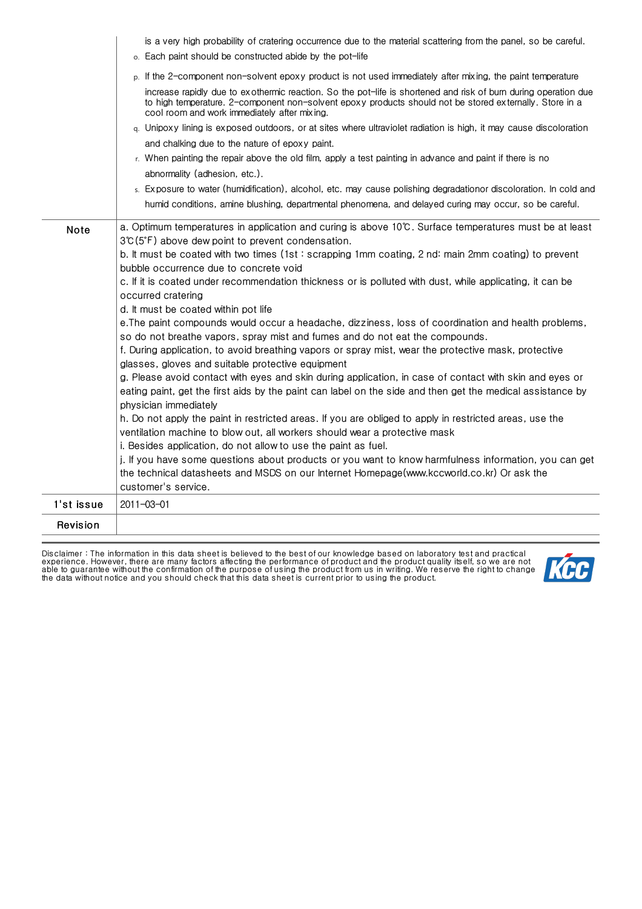|  |  |
|---|---|
|  | is a very high probability of cratering occurrence due to the material scattering from the panel, so be careful.<br>o. Each paint should be constructed abide by the pot-life<br>p. If the 2-component non-solvent epoxy product is not used immediately after mixing, the paint temperature increase rapidly due to exothermic reaction. So the pot-life is shortened and risk of burn during operation due to high temperature. 2-component non-solvent epoxy products should not be stored externally. Store in a cool room and work immediately after mixing.<br>q. Unipoxy lining is exposed outdoors, or at sites where ultraviolet radiation is high, it may cause discoloration and chalking due to the nature of epoxy paint.<br>r. When painting the repair above the old film, apply a test painting in advance and paint if there is no abnormality (adhesion, etc.).<br>s. Exposure to water (humidification), alcohol, etc. may cause polishing degradationor discoloration. In cold and humid conditions, amine blushing, departmental phenomena, and delayed curing may occur, so be careful. |
| Note | a. Optimum temperatures in application and curing is above 10℃. Surface temperatures must be at least 3℃(5°F) above dew point to prevent condensation.<br>b. It must be coated with two times (1st : scrapping 1mm coating, 2 nd: main 2mm coating) to prevent bubble occurrence due to concrete void<br>c. If it is coated under recommendation thickness or is polluted with dust, while applicating, it can be occurred cratering<br>d. It must be coated within pot life<br>e.The paint compounds would occur a headache, dizziness, loss of coordination and health problems, so do not breathe vapors, spray mist and fumes and do not eat the compounds.<br>f. During application, to avoid breathing vapors or spray mist, wear the protective mask, protective glasses, gloves and suitable protective equipment<br>g. Please avoid contact with eyes and skin during application, in case of contact with skin and eyes or eating paint, get the first aids by the paint can label on the side and then get the medical assistance by physician immediately<br>h. Do not apply the paint in restricted areas. If you are obliged to apply in restricted areas, use the ventilation machine to blow out, all workers should wear a protective mask<br>i. Besides application, do not allow to use the paint as fuel.<br>j. If you have some questions about products or you want to know harmfulness information, you can get the technical datasheets and MSDS on our Internet Homepage(www.kccworld.co.kr) Or ask the customer's service. |
| 1'st issue | 2011-03-01 |
| Revision |  |

Disclaimer : The information in this data sheet is believed to the best of our knowledge based on laboratory test and practical experience. However, there are many factors affecting the performance of product and the product quality itself, so we are not able to guarantee without the confirmation of the purpose of using the product from us in writing. We reserve the right to change the data without notice and you should check that this data sheet is current prior to using the product.